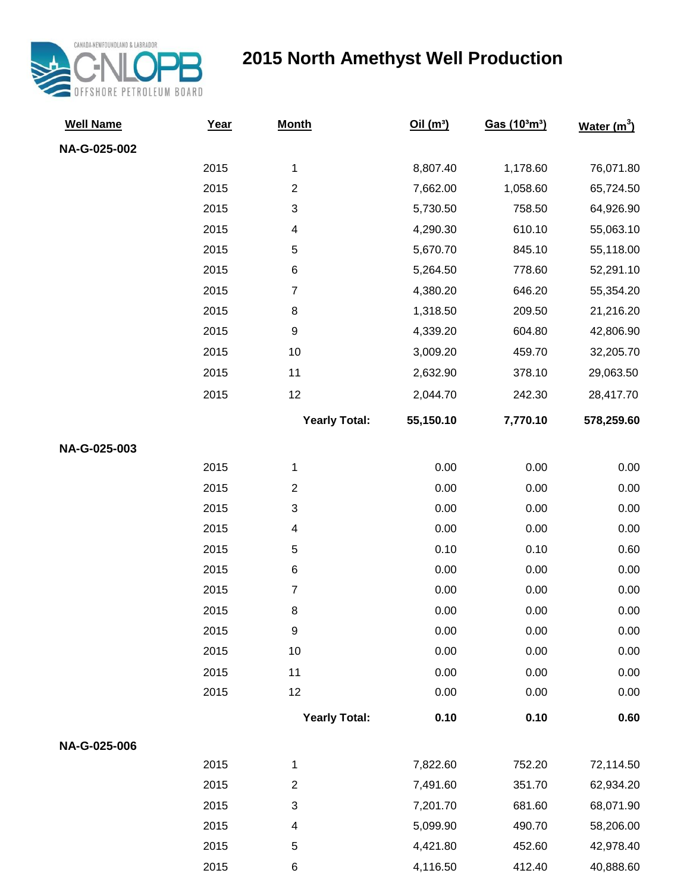CANADA-NEWFOUNDLAND & LABRADOR
C-NLOPB
OFFSHORE PETROLEUM BOARD

# 2015 North Amethyst Well Production

| Well Name | Year | Month | Oil ($m^3$) | Gas ($10^3m^3$) | Water ($m^3$) |
|---|---|---|---|---|---|
| **NA-G-025-002** | | | | | |
| | 2015 | 1 | 8,807.40 | 1,178.60 | 76,071.80 |
| | 2015 | 2 | 7,662.00 | 1,058.60 | 65,724.50 |
| | 2015 | 3 | 5,730.50 | 758.50 | 64,926.90 |
| | 2015 | 4 | 4,290.30 | 610.10 | 55,063.10 |
| | 2015 | 5 | 5,670.70 | 845.10 | 55,118.00 |
| | 2015 | 6 | 5,264.50 | 778.60 | 52,291.10 |
| | 2015 | 7 | 4,380.20 | 646.20 | 55,354.20 |
| | 2015 | 8 | 1,318.50 | 209.50 | 21,216.20 |
| | 2015 | 9 | 4,339.20 | 604.80 | 42,806.90 |
| | 2015 | 10 | 3,009.20 | 459.70 | 32,205.70 |
| | 2015 | 11 | 2,632.90 | 378.10 | 29,063.50 |
| | 2015 | 12 | 2,044.70 | 242.30 | 28,417.70 |
| | | **Yearly Total:** | **55,150.10** | **7,770.10** | **578,259.60** |
| **NA-G-025-003** | | | | | |
| | 2015 | 1 | 0.00 | 0.00 | 0.00 |
| | 2015 | 2 | 0.00 | 0.00 | 0.00 |
| | 2015 | 3 | 0.00 | 0.00 | 0.00 |
| | 2015 | 4 | 0.00 | 0.00 | 0.00 |
| | 2015 | 5 | 0.10 | 0.10 | 0.60 |
| | 2015 | 6 | 0.00 | 0.00 | 0.00 |
| | 2015 | 7 | 0.00 | 0.00 | 0.00 |
| | 2015 | 8 | 0.00 | 0.00 | 0.00 |
| | 2015 | 9 | 0.00 | 0.00 | 0.00 |
| | 2015 | 10 | 0.00 | 0.00 | 0.00 |
| | 2015 | 11 | 0.00 | 0.00 | 0.00 |
| | 2015 | 12 | 0.00 | 0.00 | 0.00 |
| | | **Yearly Total:** | **0.10** | **0.10** | **0.60** |
| **NA-G-025-006** | | | | | |
| | 2015 | 1 | 7,822.60 | 752.20 | 72,114.50 |
| | 2015 | 2 | 7,491.60 | 351.70 | 62,934.20 |
| | 2015 | 3 | 7,201.70 | 681.60 | 68,071.90 |
| | 2015 | 4 | 5,099.90 | 490.70 | 58,206.00 |
| | 2015 | 5 | 4,421.80 | 452.60 | 42,978.40 |
| | 2015 | 6 | 4,116.50 | 412.40 | 40,888.60 |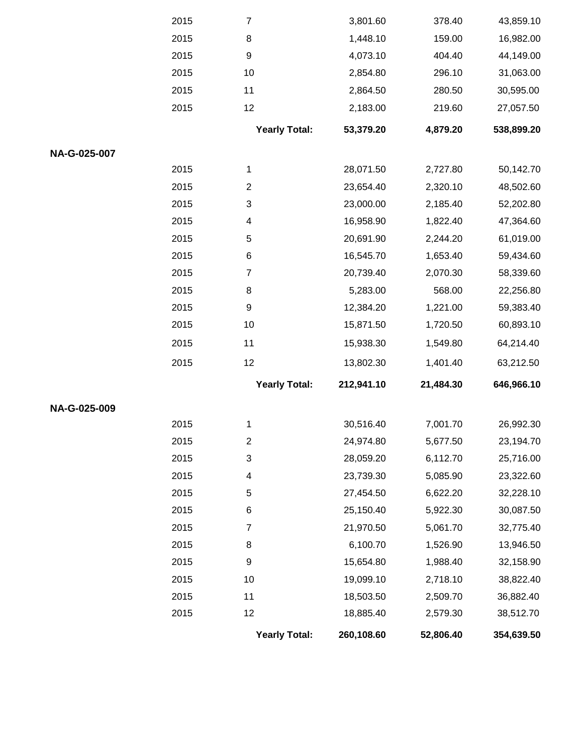| | | | | | |
|---|---|---|---|---|---|
| | 2015 | 7 | 3,801.60 | 378.40 | 43,859.10 |
| | 2015 | 8 | 1,448.10 | 159.00 | 16,982.00 |
| | 2015 | 9 | 4,073.10 | 404.40 | 44,149.00 |
| | 2015 | 10 | 2,854.80 | 296.10 | 31,063.00 |
| | 2015 | 11 | 2,864.50 | 280.50 | 30,595.00 |
| | 2015 | 12 | 2,183.00 | 219.60 | 27,057.50 |
| | | **Yearly Total:** | **53,379.20** | **4,879.20** | **538,899.20** |
| **NA-G-025-007** | | | | | |
| | 2015 | 1 | 28,071.50 | 2,727.80 | 50,142.70 |
| | 2015 | 2 | 23,654.40 | 2,320.10 | 48,502.60 |
| | 2015 | 3 | 23,000.00 | 2,185.40 | 52,202.80 |
| | 2015 | 4 | 16,958.90 | 1,822.40 | 47,364.60 |
| | 2015 | 5 | 20,691.90 | 2,244.20 | 61,019.00 |
| | 2015 | 6 | 16,545.70 | 1,653.40 | 59,434.60 |
| | 2015 | 7 | 20,739.40 | 2,070.30 | 58,339.60 |
| | 2015 | 8 | 5,283.00 | 568.00 | 22,256.80 |
| | 2015 | 9 | 12,384.20 | 1,221.00 | 59,383.40 |
| | 2015 | 10 | 15,871.50 | 1,720.50 | 60,893.10 |
| | 2015 | 11 | 15,938.30 | 1,549.80 | 64,214.40 |
| | 2015 | 12 | 13,802.30 | 1,401.40 | 63,212.50 |
| | | **Yearly Total:** | **212,941.10** | **21,484.30** | **646,966.10** |
| **NA-G-025-009** | | | | | |
| | 2015 | 1 | 30,516.40 | 7,001.70 | 26,992.30 |
| | 2015 | 2 | 24,974.80 | 5,677.50 | 23,194.70 |
| | 2015 | 3 | 28,059.20 | 6,112.70 | 25,716.00 |
| | 2015 | 4 | 23,739.30 | 5,085.90 | 23,322.60 |
| | 2015 | 5 | 27,454.50 | 6,622.20 | 32,228.10 |
| | 2015 | 6 | 25,150.40 | 5,922.30 | 30,087.50 |
| | 2015 | 7 | 21,970.50 | 5,061.70 | 32,775.40 |
| | 2015 | 8 | 6,100.70 | 1,526.90 | 13,946.50 |
| | 2015 | 9 | 15,654.80 | 1,988.40 | 32,158.90 |
| | 2015 | 10 | 19,099.10 | 2,718.10 | 38,822.40 |
| | 2015 | 11 | 18,503.50 | 2,509.70 | 36,882.40 |
| | 2015 | 12 | 18,885.40 | 2,579.30 | 38,512.70 |
| | | **Yearly Total:** | **260,108.60** | **52,806.40** | **354,639.50** |